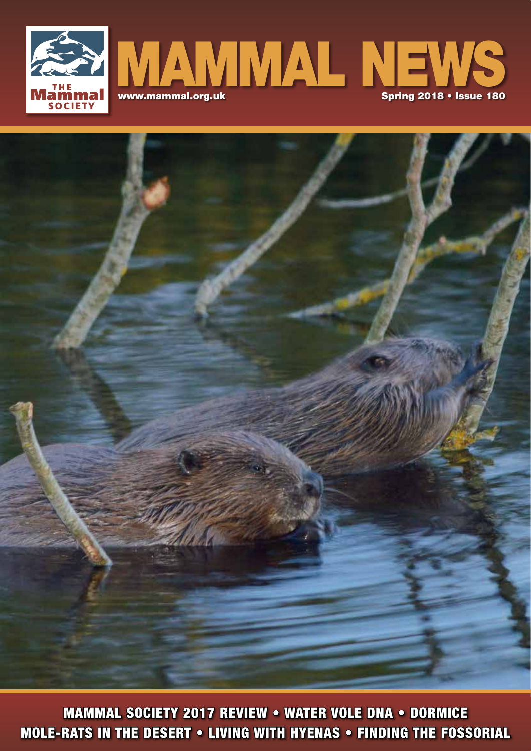THE Mammal SOCIETY

# MAMMAL NEWS

www.mammal.org.uk

Spring 2018 • Issue 180

MAMMAL SOCIETY 2017 REVIEW • WATER VOLE DNA • DORMICE
MOLE-RATS IN THE DESERT • LIVING WITH HYENAS • FINDING THE FOSSORIAL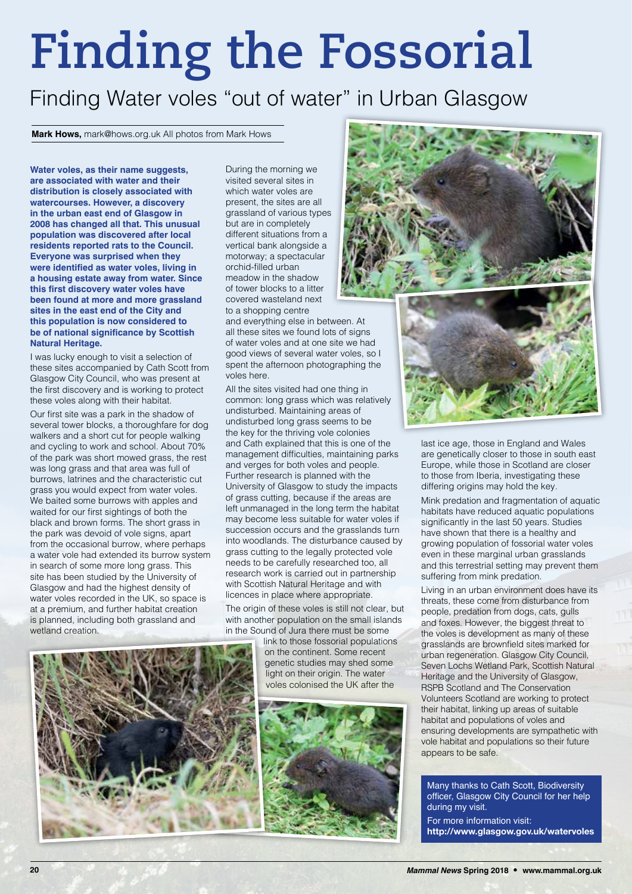# Finding the Fossorial

## Finding Water voles "out of water" in Urban Glasgow

**Mark Hows,** mark@hows.org.uk All photos from Mark Hows

**Water voles, as their name suggests, are associated with water and their distribution is closely associated with watercourses. However, a discovery in the urban east end of Glasgow in 2008 has changed all that. This unusual population was discovered after local residents reported rats to the Council. Everyone was surprised when they were identified as water voles, living in a housing estate away from water. Since this first discovery water voles have been found at more and more grassland sites in the east end of the City and this population is now considered to be of national significance by Scottish Natural Heritage.**

I was lucky enough to visit a selection of these sites accompanied by Cath Scott from Glasgow City Council, who was present at the first discovery and is working to protect these voles along with their habitat.

Our first site was a park in the shadow of several tower blocks, a thoroughfare for dog walkers and a short cut for people walking and cycling to work and school. About 70% of the park was short mowed grass, the rest was long grass and that area was full of burrows, latrines and the characteristic cut grass you would expect from water voles. We baited some burrows with apples and waited for our first sightings of both the black and brown forms. The short grass in the park was devoid of vole signs, apart from the occasional burrow, where perhaps a water vole had extended its burrow system in search of some more long grass. This site has been studied by the University of Glasgow and had the highest density of water voles recorded in the UK, so space is at a premium, and further habitat creation is planned, including both grassland and wetland creation.

During the morning we visited several sites in which water voles are present, the sites are all grassland of various types but are in completely different situations from a vertical bank alongside a motorway; a spectacular orchid-filled urban meadow in the shadow of tower blocks to a litter covered wasteland next to a shopping centre and everything else in between. At all these sites we found lots of signs of water voles and at one site we had good views of several water voles, so I spent the afternoon photographing the voles here.

All the sites visited had one thing in common: long grass which was relatively undisturbed. Maintaining areas of undisturbed long grass seems to be the key for the thriving vole colonies and Cath explained that this is one of the management difficulties, maintaining parks and verges for both voles and people. Further research is planned with the University of Glasgow to study the impacts of grass cutting, because if the areas are left unmanaged in the long term the habitat may become less suitable for water voles if succession occurs and the grasslands turn into woodlands. The disturbance caused by grass cutting to the legally protected vole needs to be carefully researched too, all research work is carried out in partnership with Scottish Natural Heritage and with licences in place where appropriate.

The origin of these voles is still not clear, but with another population on the small islands in the Sound of Jura there must be some link to those fossorial populations on the continent. Some recent genetic studies may shed some light on their origin. The water voles colonised the UK after the last ice age, those in England and Wales are genetically closer to those in south east Europe, while those in Scotland are closer to those from Iberia, investigating these differing origins may hold the key.

Mink predation and fragmentation of aquatic habitats have reduced aquatic populations significantly in the last 50 years. Studies have shown that there is a healthy and growing population of fossorial water voles even in these marginal urban grasslands and this terrestrial setting may prevent them suffering from mink predation.

Living in an urban environment does have its threats, these come from disturbance from people, predation from dogs, cats, gulls and foxes. However, the biggest threat to the voles is development as many of these grasslands are brownfield sites marked for urban regeneration. Glasgow City Council, Seven Lochs Wetland Park, Scottish Natural Heritage and the University of Glasgow, RSPB Scotland and The Conservation Volunteers Scotland are working to protect their habitat, linking up areas of suitable habitat and populations of voles and ensuring developments are sympathetic with vole habitat and populations so their future appears to be safe.

Many thanks to Cath Scott, Biodiversity officer, Glasgow City Council for her help during my visit.

For more information visit: **http://www.glasgow.gov.uk/watervoles**